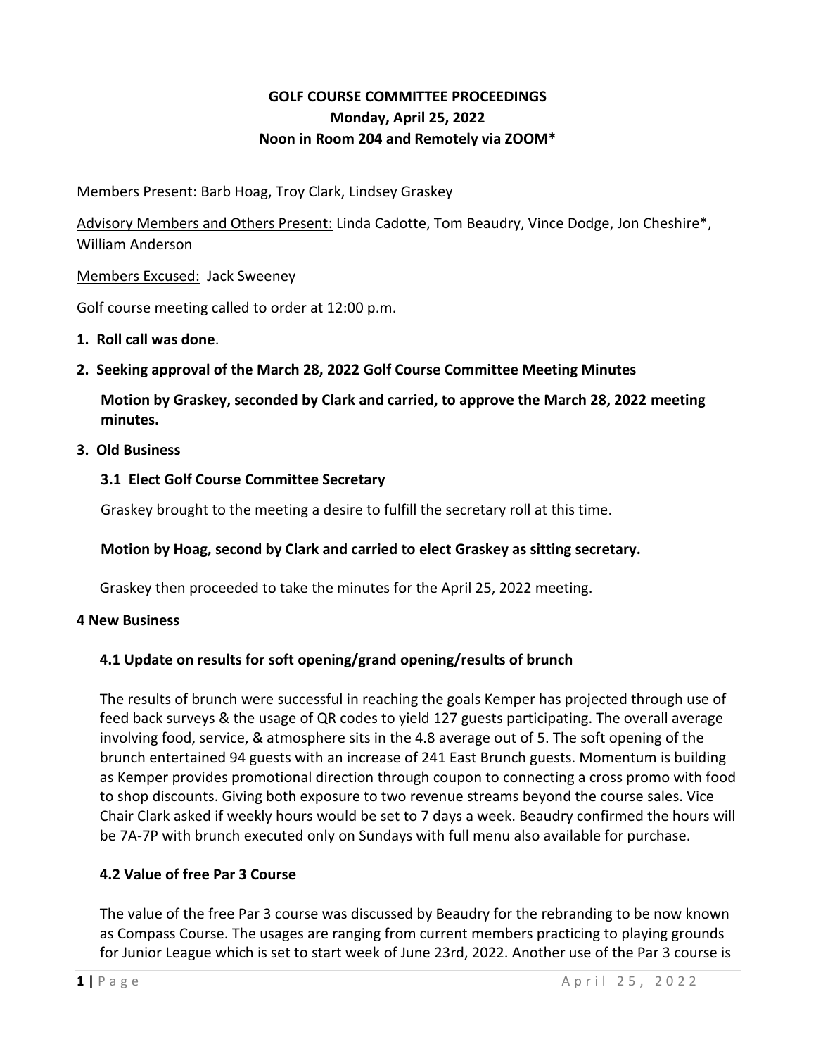# GOLF COURSE COMMITTEE PROCEEDINGS
## Monday, April 25, 2022
## Noon in Room 204 and Remotely via ZOOM*

Members Present: Barb Hoag, Troy Clark, Lindsey Graskey

Advisory Members and Others Present: Linda Cadotte, Tom Beaudry, Vince Dodge, Jon Cheshire*, William Anderson

Members Excused: Jack Sweeney

Golf course meeting called to order at 12:00 p.m.

**1. Roll call was done**.

**2. Seeking approval of the March 28, 2022 Golf Course Committee Meeting Minutes**

**Motion by Graskey, seconded by Clark and carried, to approve the March 28, 2022 meeting minutes.**

**3. Old Business**

**3.1 Elect Golf Course Committee Secretary**

Graskey brought to the meeting a desire to fulfill the secretary roll at this time.

**Motion by Hoag, second by Clark and carried to elect Graskey as sitting secretary.**

Graskey then proceeded to take the minutes for the April 25, 2022 meeting.

**4 New Business**

**4.1 Update on results for soft opening/grand opening/results of brunch**

The results of brunch were successful in reaching the goals Kemper has projected through use of feed back surveys & the usage of QR codes to yield 127 guests participating. The overall average involving food, service, & atmosphere sits in the 4.8 average out of 5. The soft opening of the brunch entertained 94 guests with an increase of 241 East Brunch guests. Momentum is building as Kemper provides promotional direction through coupon to connecting a cross promo with food to shop discounts. Giving both exposure to two revenue streams beyond the course sales. Vice Chair Clark asked if weekly hours would be set to 7 days a week. Beaudry confirmed the hours will be 7A-7P with brunch executed only on Sundays with full menu also available for purchase.

**4.2 Value of free Par 3 Course**

The value of the free Par 3 course was discussed by Beaudry for the rebranding to be now known as Compass Course. The usages are ranging from current members practicing to playing grounds for Junior League which is set to start week of June 23rd, 2022. Another use of the Par 3 course is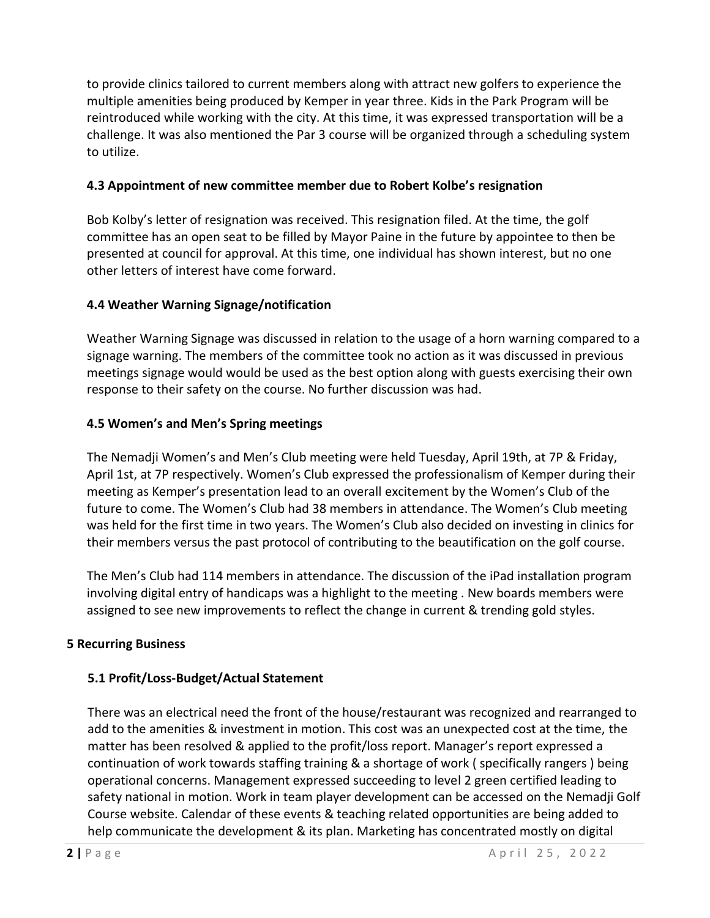to provide clinics tailored to current members along with attract new golfers to experience the multiple amenities being produced by Kemper in year three. Kids in the Park Program will be reintroduced while working with the city. At this time, it was expressed transportation will be a challenge. It was also mentioned the Par 3 course will be organized through a scheduling system to utilize.

### 4.3 Appointment of new committee member due to Robert Kolbe's resignation

Bob Kolby's letter of resignation was received. This resignation filed. At the time, the golf committee has an open seat to be filled by Mayor Paine in the future by appointee to then be presented at council for approval. At this time, one individual has shown interest, but no one other letters of interest have come forward.

### 4.4 Weather Warning Signage/notification

Weather Warning Signage was discussed in relation to the usage of a horn warning compared to a signage warning. The members of the committee took no action as it was discussed in previous meetings signage would would be used as the best option along with guests exercising their own response to their safety on the course. No further discussion was had.

### 4.5 Women's and Men's Spring meetings

The Nemadji Women's and Men's Club meeting were held Tuesday, April 19th, at 7P & Friday, April 1st, at 7P respectively. Women's Club expressed the professionalism of Kemper during their meeting as Kemper's presentation lead to an overall excitement by the Women's Club of the future to come. The Women's Club had 38 members in attendance. The Women's Club meeting was held for the first time in two years. The Women's Club also decided on investing in clinics for their members versus the past protocol of contributing to the beautification on the golf course.

The Men's Club had 114 members in attendance. The discussion of the iPad installation program involving digital entry of handicaps was a highlight to the meeting . New boards members were assigned to see new improvements to reflect the change in current & trending gold styles.

## 5 Recurring Business

### 5.1 Profit/Loss-Budget/Actual Statement

There was an electrical need the front of the house/restaurant was recognized and rearranged to add to the amenities & investment in motion. This cost was an unexpected cost at the time, the matter has been resolved & applied to the profit/loss report. Manager's report expressed a continuation of work towards staffing training & a shortage of work ( specifically rangers ) being operational concerns. Management expressed succeeding to level 2 green certified leading to safety national in motion. Work in team player development can be accessed on the Nemadji Golf Course website. Calendar of these events & teaching related opportunities are being added to help communicate the development & its plan. Marketing has concentrated mostly on digital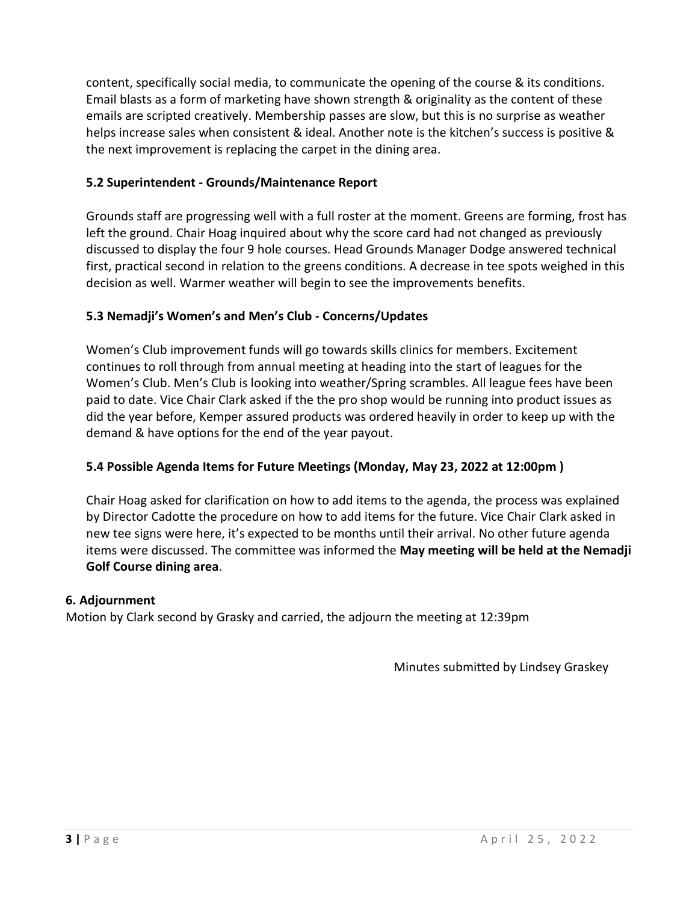content, specifically social media, to communicate the opening of the course & its conditions. Email blasts as a form of marketing have shown strength & originality as the content of these emails are scripted creatively. Membership passes are slow, but this is no surprise as weather helps increase sales when consistent & ideal. Another note is the kitchen's success is positive & the next improvement is replacing the carpet in the dining area.

### 5.2 Superintendent - Grounds/Maintenance Report

Grounds staff are progressing well with a full roster at the moment. Greens are forming, frost has left the ground. Chair Hoag inquired about why the score card had not changed as previously discussed to display the four 9 hole courses. Head Grounds Manager Dodge answered technical first, practical second in relation to the greens conditions. A decrease in tee spots weighed in this decision as well. Warmer weather will begin to see the improvements benefits.

### 5.3 Nemadji's Women's and Men's Club - Concerns/Updates

Women's Club improvement funds will go towards skills clinics for members. Excitement continues to roll through from annual meeting at heading into the start of leagues for the Women's Club. Men's Club is looking into weather/Spring scrambles. All league fees have been paid to date. Vice Chair Clark asked if the the pro shop would be running into product issues as did the year before, Kemper assured products was ordered heavily in order to keep up with the demand & have options for the end of the year payout.

### 5.4 Possible Agenda Items for Future Meetings (Monday, May 23, 2022 at 12:00pm )

Chair Hoag asked for clarification on how to add items to the agenda, the process was explained by Director Cadotte the procedure on how to add items for the future. Vice Chair Clark asked in new tee signs were here, it's expected to be months until their arrival. No other future agenda items were discussed. The committee was informed the **May meeting will be held at the Nemadji Golf Course dining area**.

## 6. Adjournment

Motion by Clark second by Grasky and carried, the adjourn the meeting at 12:39pm

Minutes submitted by Lindsey Graskey